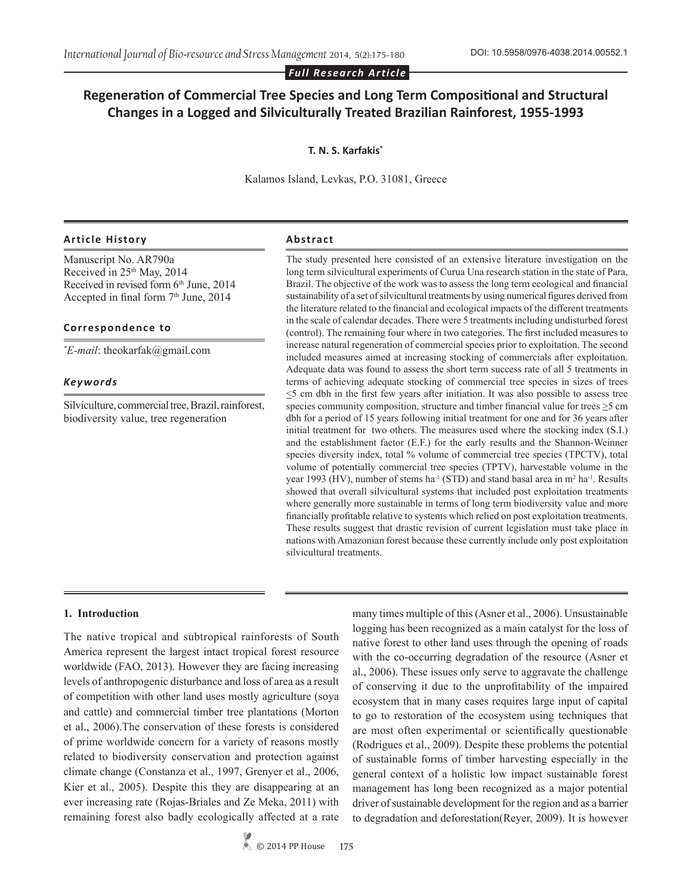*Full Research Article*

# Regeneration of Commercial Tree Species and Long Term Compositional and Structural Changes in a Logged and Silviculturally Treated Brazilian Rainforest, 1955-1993

**T. N. S. Karfakis***

Kalamos Island, Levkas, P.O. 31081, Greece

### Article History

Manuscript No. AR790a
Received in 25th May, 2014
Received in revised form 6th June, 2014
Accepted in final form 7th June, 2014

### Correspondence to

**E-mail*: theokarfak@gmail.com

### Keywords

Silviculture, commercial tree, Brazil, rainforest, biodiversity value, tree regeneration

### Abstract

The study presented here consisted of an extensive literature investigation on the long term silvicultural experiments of Curua Una research station in the state of Para, Brazil. The objective of the work was to assess the long term ecological and financial sustainability of a set of silvicultural treatments by using numerical figures derived from the literature related to the financial and ecological impacts of the different treatments in the scale of calendar decades. There were 5 treatments including undisturbed forest (control). The remaining four where in two categories. The first included measures to increase natural regeneration of commercial species prior to exploitation. The second included measures aimed at increasing stocking of commercials after exploitation. Adequate data was found to assess the short term success rate of all 5 treatments in terms of achieving adequate stocking of commercial tree species in sizes of trees ≤5 cm dbh in the first few years after initiation. It was also possible to assess tree species community composition, structure and timber financial value for trees ≥5 cm dbh for a period of 15 years following initial treatment for one and for 36 years after initial treatment for two others. The measures used where the stocking index (S.I.) and the establishment factor (E.F.) for the early results and the Shannon-Weinner species diversity index, total % volume of commercial tree species (TPCTV), total volume of potentially commercial tree species (TPTV), harvestable volume in the year 1993 (HV), number of stems ha$^{-1}$ (STD) and stand basal area in m$^2$ ha$^{-1}$. Results showed that overall silvicultural systems that included post exploitation treatments where generally more sustainable in terms of long term biodiversity value and more financially profitable relative to systems which relied on post exploitation treatments. These results suggest that drastic revision of current legislation must take place in nations with Amazonian forest because these currently include only post exploitation silvicultural treatments.

## 1. Introduction

The native tropical and subtropical rainforests of South America represent the largest intact tropical forest resource worldwide (FAO, 2013). However they are facing increasing levels of anthropogenic disturbance and loss of area as a result of competition with other land uses mostly agriculture (soya and cattle) and commercial timber tree plantations (Morton et al., 2006).The conservation of these forests is considered of prime worldwide concern for a variety of reasons mostly related to biodiversity conservation and protection against climate change (Constanza et al., 1997, Grenyer et al., 2006, Kier et al., 2005). Despite this they are disappearing at an ever increasing rate (Rojas-Briales and Ze Meka, 2011) with remaining forest also badly ecologically affected at a rate many times multiple of this (Asner et al., 2006). Unsustainable logging has been recognized as a main catalyst for the loss of native forest to other land uses through the opening of roads with the co-occurring degradation of the resource (Asner et al., 2006). These issues only serve to aggravate the challenge of conserving it due to the unprofitability of the impaired ecosystem that in many cases requires large input of capital to go to restoration of the ecosystem using techniques that are most often experimental or scientifically questionable (Rodrigues et al., 2009). Despite these problems the potential of sustainable forms of timber harvesting especially in the general context of a holistic low impact sustainable forest management has long been recognized as a major potential driver of sustainable development for the region and as a barrier to degradation and deforestation(Reyer, 2009). It is however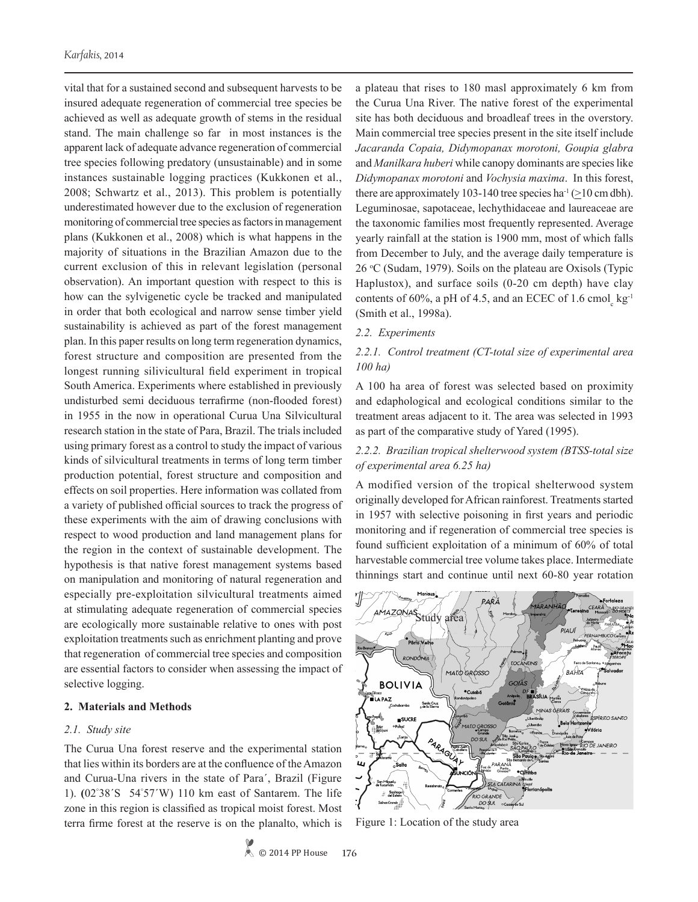vital that for a sustained second and subsequent harvests to be insured adequate regeneration of commercial tree species be achieved as well as adequate growth of stems in the residual stand. The main challenge so far in most instances is the apparent lack of adequate advance regeneration of commercial tree species following predatory (unsustainable) and in some instances sustainable logging practices (Kukkonen et al., 2008; Schwartz et al., 2013). This problem is potentially underestimated however due to the exclusion of regeneration monitoring of commercial tree species as factors in management plans (Kukkonen et al., 2008) which is what happens in the majority of situations in the Brazilian Amazon due to the current exclusion of this in relevant legislation (personal observation). An important question with respect to this is how can the sylvigenetic cycle be tracked and manipulated in order that both ecological and narrow sense timber yield sustainability is achieved as part of the forest management plan. In this paper results on long term regeneration dynamics, forest structure and composition are presented from the longest running silivicultural field experiment in tropical South America. Experiments where established in previously undisturbed semi deciduous terrafirme (non-flooded forest) in 1955 in the now in operational Curua Una Silvicultural research station in the state of Para, Brazil. The trials included using primary forest as a control to study the impact of various kinds of silvicultural treatments in terms of long term timber production potential, forest structure and composition and effects on soil properties. Here information was collated from a variety of published official sources to track the progress of these experiments with the aim of drawing conclusions with respect to wood production and land management plans for the region in the context of sustainable development. The hypothesis is that native forest management systems based on manipulation and monitoring of natural regeneration and especially pre-exploitation silvicultural treatments aimed at stimulating adequate regeneration of commercial species are ecologically more sustainable relative to ones with post exploitation treatments such as enrichment planting and prove that regeneration of commercial tree species and composition are essential factors to consider when assessing the impact of selective logging.

## 2. Materials and Methods

### *2.1. Study site*

The Curua Una forest reserve and the experimental station that lies within its borders are at the confluence of the Amazon and Curua-Una rivers in the state of Para´, Brazil (Figure 1). **(**02˚38´S 54˚57´W) 110 km east of Santarem. The life zone in this region is classified as tropical moist forest. Most terra firme forest at the reserve is on the planalto, which is a plateau that rises to 180 masl approximately 6 km from the Curua Una River. The native forest of the experimental site has both deciduous and broadleaf trees in the overstory. Main commercial tree species present in the site itself include *Jacaranda Copaia, Didymopanax morotoni, Goupia glabra* and *Manilkara huberi* while canopy dominants are species like *Didymopanax morotoni* and *Vochysia maxima*. In this forest, there are approximately 103-140 tree species ha$^{-1}$ ($\geq$10 cm dbh). Leguminosae, sapotaceae, lechythidaceae and laureaceae are the taxonomic families most frequently represented. Average yearly rainfall at the station is 1900 mm, most of which falls from December to July, and the average daily temperature is 26 $^{o}$C (Sudam, 1979). Soils on the plateau are Oxisols (Typic Haplustox), and surface soils (0-20 cm depth) have clay contents of 60%, a pH of 4.5, and an ECEC of 1.6 cmol$_c$ kg$^{-1}$ (Smith et al., 1998a).

### *2.2. Experiments*

#### *2.2.1. Control treatment (CT-total size of experimental area 100 ha)*

A 100 ha area of forest was selected based on proximity and edaphological and ecological conditions similar to the treatment areas adjacent to it. The area was selected in 1993 as part of the comparative study of Yared (1995).

#### *2.2.2. Brazilian tropical shelterwood system (BTSS-total size of experimental area 6.25 ha)*

A modified version of the tropical shelterwood system originally developed for African rainforest. Treatments started in 1957 with selective poisoning in first years and periodic monitoring and if regeneration of commercial tree species is found sufficient exploitation of a minimum of 60% of total harvestable commercial tree volume takes place. Intermediate thinnings start and continue until next 60-80 year rotation

Figure 1: Location of the study area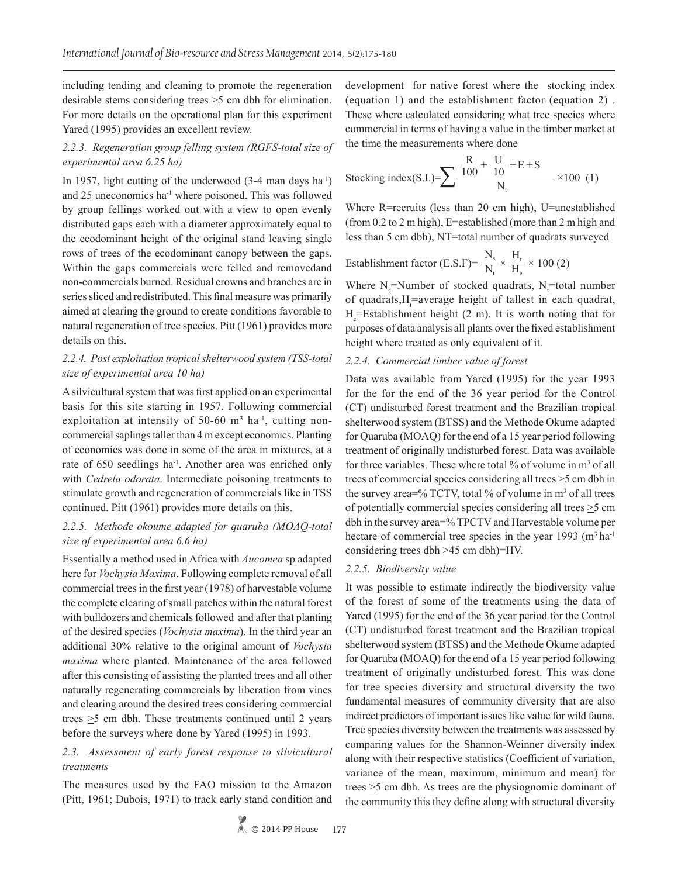including tending and cleaning to promote the regeneration desirable stems considering trees ≥5 cm dbh for elimination. For more details on the operational plan for this experiment Yared (1995) provides an excellent review.

### *2.2.3. Regeneration group felling system (RGFS-total size of experimental area 6.25 ha)*

In 1957, light cutting of the underwood (3-4 man days $ha^{-1}$) and 25 uneconomics $ha^{-1}$ where poisoned. This was followed by group fellings worked out with a view to open evenly distributed gaps each with a diameter approximately equal to the ecodominant height of the original stand leaving single rows of trees of the ecodominant canopy between the gaps. Within the gaps commercials were felled and removedand non-commercials burned. Residual crowns and branches are in series sliced and redistributed. This final measure was primarily aimed at clearing the ground to create conditions favorable to natural regeneration of tree species. Pitt (1961) provides more details on this.

### *2.2.4. Post exploitation tropical shelterwood system (TSS-total size of experimental area 10 ha)*

A silvicultural system that was first applied on an experimental basis for this site starting in 1957. Following commercial exploitation at intensity of 50-60 $m^3$ $ha^{-1}$, cutting non-commercial saplings taller than 4 m except economics. Planting of economics was done in some of the area in mixtures, at a rate of 650 seedlings $ha^{-1}$. Another area was enriched only with *Cedrela odorata*. Intermediate poisoning treatments to stimulate growth and regeneration of commercials like in TSS continued. Pitt (1961) provides more details on this.

### *2.2.5. Methode okoume adapted for quaruba (MOAQ-total size of experimental area 6.6 ha)*

Essentially a method used in Africa with *Aucomea* sp adapted here for *Vochysia Maxima*. Following complete removal of all commercial trees in the first year (1978) of harvestable volume the complete clearing of small patches within the natural forest with bulldozers and chemicals followed and after that planting of the desired species (*Vochysia maxima*). In the third year an additional 30% relative to the original amount of *Vochysia maxima* where planted. Maintenance of the area followed after this consisting of assisting the planted trees and all other naturally regenerating commercials by liberation from vines and clearing around the desired trees considering commercial trees ≥5 cm dbh. These treatments continued until 2 years before the surveys where done by Yared (1995) in 1993.

### *2.3. Assessment of early forest response to silvicultural treatments*

The measures used by the FAO mission to the Amazon (Pitt, 1961; Dubois, 1971) to track early stand condition and development for native forest where the stocking index (equation 1) and the establishment factor (equation 2) . These where calculated considering what tree species where commercial in terms of having a value in the timber market at the time the measurements where done

$$\text{Stocking index(S.I.)} = \sum \frac{\frac{R}{100} + \frac{U}{10} + E + S}{N_t} \times 100 \quad (1)$$

Where R=recruits (less than 20 cm high), U=unestablished (from 0.2 to 2 m high), E=established (more than 2 m high and less than 5 cm dbh), NT=total number of quadrats surveyed

$$\text{Establishment factor (E.S.F)} = \frac{N_s}{N_t} \times \frac{H_t}{H_e} \times 100 \quad (2)$$

Where $N_s$=Number of stocked quadrats, $N_t$=total number of quadrats,$H_t$=average height of tallest in each quadrat, $H_e$=Establishment height (2 m). It is worth noting that for purposes of data analysis all plants over the fixed establishment height where treated as only equivalent of it.

### *2.2.4. Commercial timber value of forest*

Data was available from Yared (1995) for the year 1993 for the for the end of the 36 year period for the Control (CT) undisturbed forest treatment and the Brazilian tropical shelterwood system (BTSS) and the Methode Okume adapted for Quaruba (MOAQ) for the end of a 15 year period following treatment of originally undisturbed forest. Data was available for three variables. These where total % of volume in $m^3$ of all trees of commercial species considering all trees ≥5 cm dbh in the survey area=% TCTV, total % of volume in $m^3$ of all trees of potentially commercial species considering all trees ≥5 cm dbh in the survey area=% TPCTV and Harvestable volume per hectare of commercial tree species in the year 1993 ($m^3$ $ha^{-1}$ considering trees dbh ≥45 cm dbh)=HV.

### *2.2.5. Biodiversity value*

It was possible to estimate indirectly the biodiversity value of the forest of some of the treatments using the data of Yared (1995) for the end of the 36 year period for the Control (CT) undisturbed forest treatment and the Brazilian tropical shelterwood system (BTSS) and the Methode Okume adapted for Quaruba (MOAQ) for the end of a 15 year period following treatment of originally undisturbed forest. This was done for tree species diversity and structural diversity the two fundamental measures of community diversity that are also indirect predictors of important issues like value for wild fauna. Tree species diversity between the treatments was assessed by comparing values for the Shannon-Weinner diversity index along with their respective statistics (Coefficient of variation, variance of the mean, maximum, minimum and mean) for trees ≥5 cm dbh. As trees are the physiognomic dominant of the community this they define along with structural diversity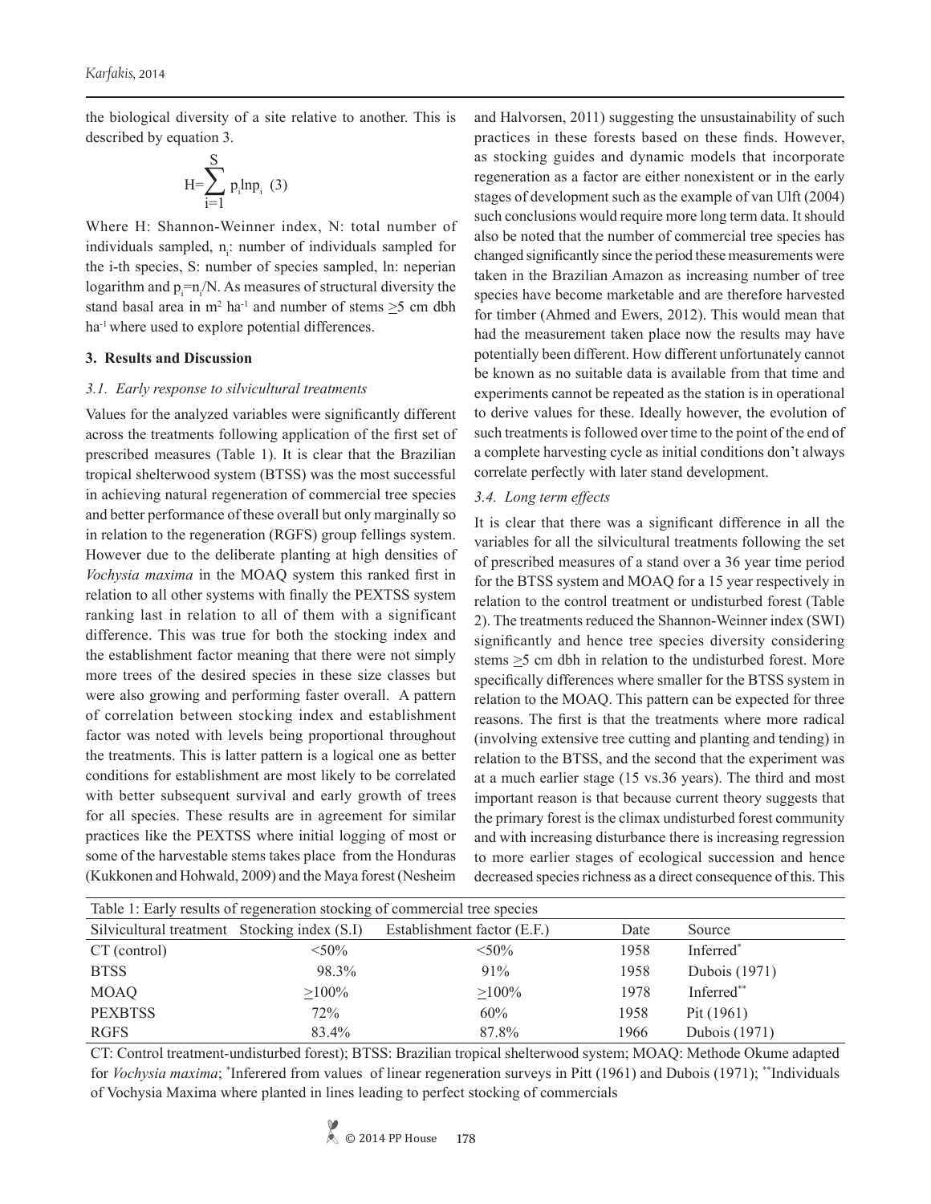the biological diversity of a site relative to another. This is described by equation 3.

$$H=\sum_{i=1}^{S} p_i \ln p_i \quad (3)$$

Where H: Shannon-Weinner index, N: total number of individuals sampled, $n_i$: number of individuals sampled for the i-th species, S: number of species sampled, ln: neperian logarithm and $p_i=n_i/N$. As measures of structural diversity the stand basal area in $m^2$ $ha^{-1}$ and number of stems $\geq$5 cm dbh $ha^{-1}$ where used to explore potential differences.

## 3. Results and Discussion

### *3.1. Early response to silvicultural treatments*

Values for the analyzed variables were significantly different across the treatments following application of the first set of prescribed measures (Table 1). It is clear that the Brazilian tropical shelterwood system (BTSS) was the most successful in achieving natural regeneration of commercial tree species and better performance of these overall but only marginally so in relation to the regeneration (RGFS) group fellings system. However due to the deliberate planting at high densities of *Vochysia maxima* in the MOAQ system this ranked first in relation to all other systems with finally the PEXTSS system ranking last in relation to all of them with a significant difference. This was true for both the stocking index and the establishment factor meaning that there were not simply more trees of the desired species in these size classes but were also growing and performing faster overall. A pattern of correlation between stocking index and establishment factor was noted with levels being proportional throughout the treatments. This is latter pattern is a logical one as better conditions for establishment are most likely to be correlated with better subsequent survival and early growth of trees for all species. These results are in agreement for similar practices like the PEXTSS where initial logging of most or some of the harvestable stems takes place from the Honduras (Kukkonen and Hohwald, 2009) and the Maya forest (Nesheim and Halvorsen, 2011) suggesting the unsustainability of such practices in these forests based on these finds. However, as stocking guides and dynamic models that incorporate regeneration as a factor are either nonexistent or in the early stages of development such as the example of van Ulft (2004) such conclusions would require more long term data. It should also be noted that the number of commercial tree species has changed significantly since the period these measurements were taken in the Brazilian Amazon as increasing number of tree species have become marketable and are therefore harvested for timber (Ahmed and Ewers, 2012). This would mean that had the measurement taken place now the results may have potentially been different. How different unfortunately cannot be known as no suitable data is available from that time and experiments cannot be repeated as the station is in operational to derive values for these. Ideally however, the evolution of such treatments is followed over time to the point of the end of a complete harvesting cycle as initial conditions don't always correlate perfectly with later stand development.

### *3.4. Long term effects*

It is clear that there was a significant difference in all the variables for all the silvicultural treatments following the set of prescribed measures of a stand over a 36 year time period for the BTSS system and MOAQ for a 15 year respectively in relation to the control treatment or undisturbed forest (Table 2). The treatments reduced the Shannon-Weinner index (SWI) significantly and hence tree species diversity considering stems $\geq$5 cm dbh in relation to the undisturbed forest. More specifically differences where smaller for the BTSS system in relation to the MOAQ. This pattern can be expected for three reasons. The first is that the treatments where more radical (involving extensive tree cutting and planting and tending) in relation to the BTSS, and the second that the experiment was at a much earlier stage (15 vs.36 years). The third and most important reason is that because current theory suggests that the primary forest is the climax undisturbed forest community and with increasing disturbance there is increasing regression to more earlier stages of ecological succession and hence decreased species richness as a direct consequence of this. This

Table 1: Early results of regeneration stocking of commercial tree species

| Silvicultural treatment | Stocking index (S.I) | Establishment factor (E.F.) | Date | Source |
|---|---|---|---|---|
| CT (control) | <50% | <50% | 1958 | Inferred* |
| BTSS | 98.3% | 91% | 1958 | Dubois (1971) |
| MOAQ | $\geq$100% | $\geq$100% | 1978 | Inferred** |
| PEXBTSS | 72% | 60% | 1958 | Pit (1961) |
| RGFS | 83.4% | 87.8% | 1966 | Dubois (1971) |

CT: Control treatment-undisturbed forest); BTSS: Brazilian tropical shelterwood system; MOAQ: Methode Okume adapted for *Vochysia maxima*; *Inferered from values of linear regeneration surveys in Pitt (1961) and Dubois (1971); **Individuals of Vochysia Maxima where planted in lines leading to perfect stocking of commercials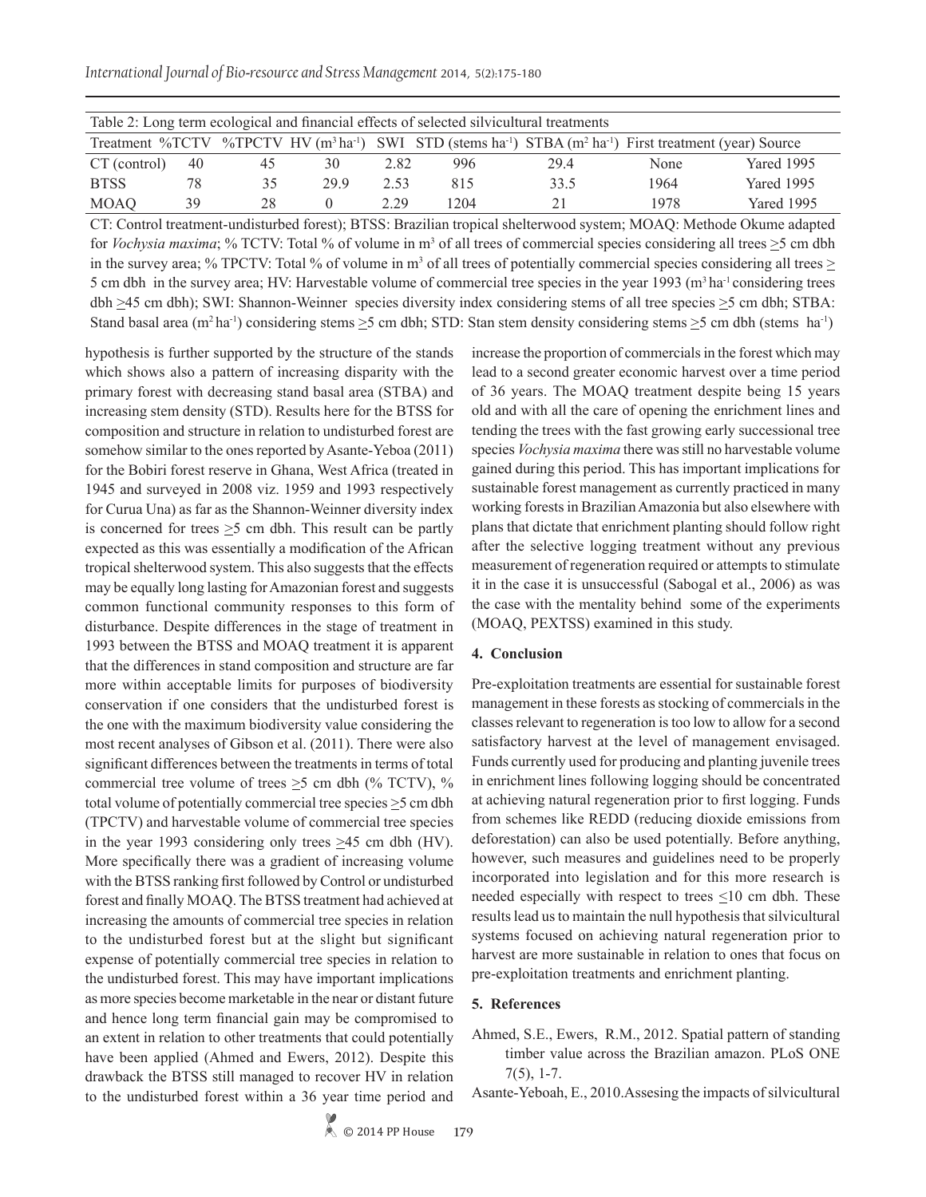Table 2: Long term ecological and financial effects of selected silvicultural treatments

| Treatment | %TCTV | %TPCTV | HV ($m^3 ha^{-1}$) | SWI | STD (stems $ha^{-1}$) | STBA ($m^2 ha^{-1}$) | First treatment (year) | Source |
|---|---|---|---|---|---|---|---|---|
| CT (control) | 40 | 45 | 30 | 2.82 | 996 | 29.4 | None | Yared 1995 |
| BTSS | 78 | 35 | 29.9 | 2.53 | 815 | 33.5 | 1964 | Yared 1995 |
| MOAQ | 39 | 28 | 0 | 2.29 | 1204 | 21 | 1978 | Yared 1995 |

CT: Control treatment-undisturbed forest); BTSS: Brazilian tropical shelterwood system; MOAQ: Methode Okume adapted for *Vochysia maxima*; % TCTV: Total % of volume in $m^3$ of all trees of commercial species considering all trees ≥5 cm dbh in the survey area; % TPCTV: Total % of volume in $m^3$ of all trees of potentially commercial species considering all trees ≥ 5 cm dbh in the survey area; HV: Harvestable volume of commercial tree species in the year 1993 ($m^3 ha^{-1}$ considering trees dbh ≥45 cm dbh); SWI: Shannon-Weinner species diversity index considering stems of all tree species ≥5 cm dbh; STBA: Stand basal area ($m^2 ha^{-1}$) considering stems ≥5 cm dbh; STD: Stan stem density considering stems ≥5 cm dbh (stems $ha^{-1}$)

hypothesis is further supported by the structure of the stands which shows also a pattern of increasing disparity with the primary forest with decreasing stand basal area (STBA) and increasing stem density (STD). Results here for the BTSS for composition and structure in relation to undisturbed forest are somehow similar to the ones reported by Asante-Yeboa (2011) for the Bobiri forest reserve in Ghana, West Africa (treated in 1945 and surveyed in 2008 viz. 1959 and 1993 respectively for Curua Una) as far as the Shannon-Weinner diversity index is concerned for trees ≥5 cm dbh. This result can be partly expected as this was essentially a modification of the African tropical shelterwood system. This also suggests that the effects may be equally long lasting for Amazonian forest and suggests common functional community responses to this form of disturbance. Despite differences in the stage of treatment in 1993 between the BTSS and MOAQ treatment it is apparent that the differences in stand composition and structure are far more within acceptable limits for purposes of biodiversity conservation if one considers that the undisturbed forest is the one with the maximum biodiversity value considering the most recent analyses of Gibson et al. (2011). There were also significant differences between the treatments in terms of total commercial tree volume of trees ≥5 cm dbh (% TCTV), % total volume of potentially commercial tree species ≥5 cm dbh (TPCTV) and harvestable volume of commercial tree species in the year 1993 considering only trees ≥45 cm dbh (HV). More specifically there was a gradient of increasing volume with the BTSS ranking first followed by Control or undisturbed forest and finally MOAQ. The BTSS treatment had achieved at increasing the amounts of commercial tree species in relation to the undisturbed forest but at the slight but significant expense of potentially commercial tree species in relation to the undisturbed forest. This may have important implications as more species become marketable in the near or distant future and hence long term financial gain may be compromised to an extent in relation to other treatments that could potentially have been applied (Ahmed and Ewers, 2012). Despite this drawback the BTSS still managed to recover HV in relation to the undisturbed forest within a 36 year time period and increase the proportion of commercials in the forest which may lead to a second greater economic harvest over a time period of 36 years. The MOAQ treatment despite being 15 years old and with all the care of opening the enrichment lines and tending the trees with the fast growing early successional tree species *Vochysia maxima* there was still no harvestable volume gained during this period. This has important implications for sustainable forest management as currently practiced in many working forests in Brazilian Amazonia but also elsewhere with plans that dictate that enrichment planting should follow right after the selective logging treatment without any previous measurement of regeneration required or attempts to stimulate it in the case it is unsuccessful (Sabogal et al., 2006) as was the case with the mentality behind some of the experiments (MOAQ, PEXTSS) examined in this study.

## 4. Conclusion

Pre-exploitation treatments are essential for sustainable forest management in these forests as stocking of commercials in the classes relevant to regeneration is too low to allow for a second satisfactory harvest at the level of management envisaged. Funds currently used for producing and planting juvenile trees in enrichment lines following logging should be concentrated at achieving natural regeneration prior to first logging. Funds from schemes like REDD (reducing dioxide emissions from deforestation) can also be used potentially. Before anything, however, such measures and guidelines need to be properly incorporated into legislation and for this more research is needed especially with respect to trees ≤10 cm dbh. These results lead us to maintain the null hypothesis that silvicultural systems focused on achieving natural regeneration prior to harvest are more sustainable in relation to ones that focus on pre-exploitation treatments and enrichment planting.

## 5. References

Ahmed, S.E., Ewers, R.M., 2012. Spatial pattern of standing timber value across the Brazilian amazon. PLoS ONE 7(5), 1-7.

Asante-Yeboah, E., 2010.Assesing the impacts of silvicultural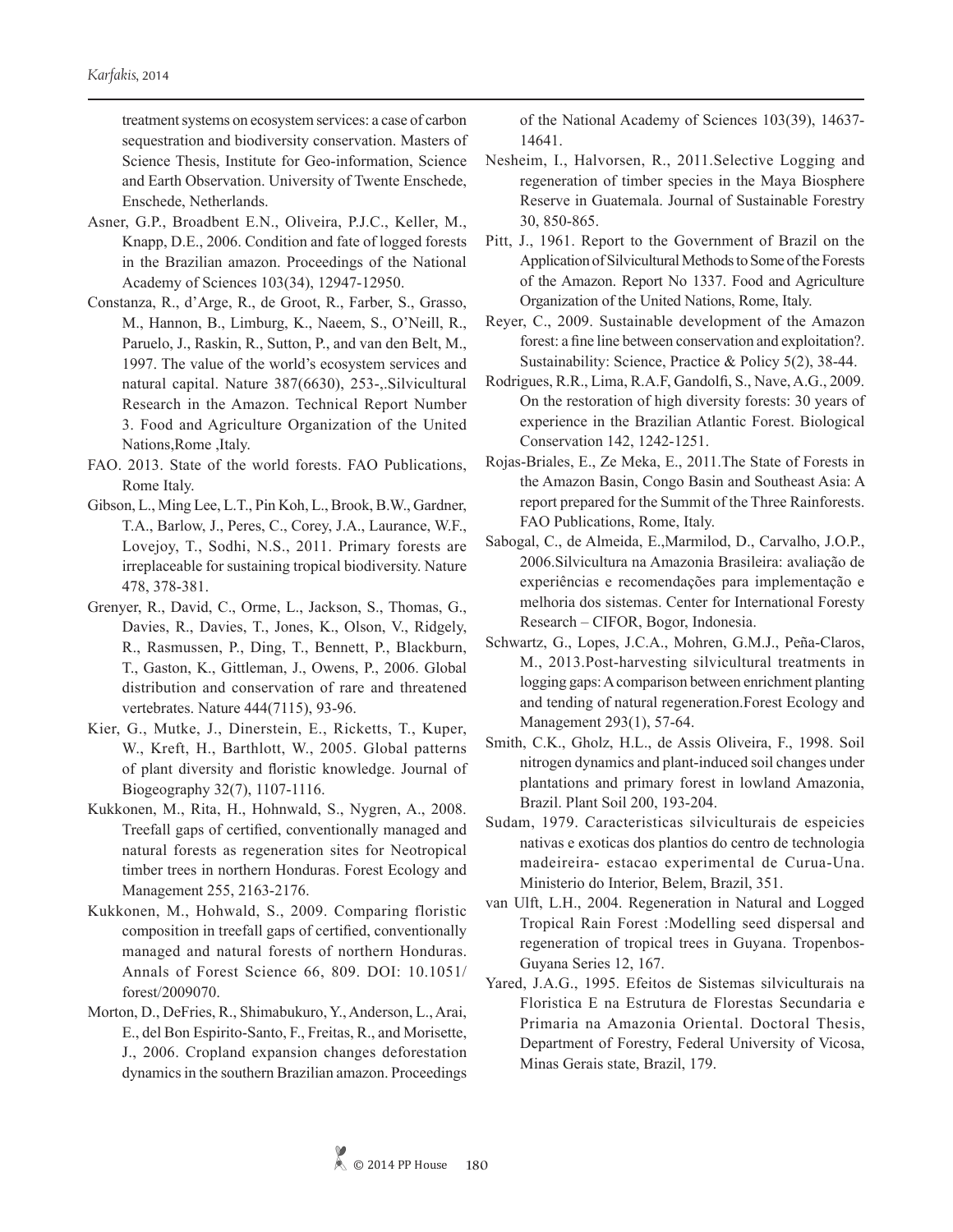treatment systems on ecosystem services: a case of carbon sequestration and biodiversity conservation. Masters of Science Thesis, Institute for Geo-information, Science and Earth Observation. University of Twente Enschede, Enschede, Netherlands.

Asner, G.P., Broadbent E.N., Oliveira, P.J.C., Keller, M., Knapp, D.E., 2006. Condition and fate of logged forests in the Brazilian amazon. Proceedings of the National Academy of Sciences 103(34), 12947-12950.

Constanza, R., d'Arge, R., de Groot, R., Farber, S., Grasso, M., Hannon, B., Limburg, K., Naeem, S., O'Neill, R., Paruelo, J., Raskin, R., Sutton, P., and van den Belt, M., 1997. The value of the world's ecosystem services and natural capital. Nature 387(6630), 253-,.Silvicultural Research in the Amazon. Technical Report Number 3. Food and Agriculture Organization of the United Nations,Rome ,Italy.

FAO. 2013. State of the world forests. FAO Publications, Rome Italy.

Gibson, L., Ming Lee, L.T., Pin Koh, L., Brook, B.W., Gardner, T.A., Barlow, J., Peres, C., Corey, J.A., Laurance, W.F., Lovejoy, T., Sodhi, N.S., 2011. Primary forests are irreplaceable for sustaining tropical biodiversity. Nature 478, 378-381.

Grenyer, R., David, C., Orme, L., Jackson, S., Thomas, G., Davies, R., Davies, T., Jones, K., Olson, V., Ridgely, R., Rasmussen, P., Ding, T., Bennett, P., Blackburn, T., Gaston, K., Gittleman, J., Owens, P., 2006. Global distribution and conservation of rare and threatened vertebrates. Nature 444(7115), 93-96.

Kier, G., Mutke, J., Dinerstein, E., Ricketts, T., Kuper, W., Kreft, H., Barthlott, W., 2005. Global patterns of plant diversity and floristic knowledge. Journal of Biogeography 32(7), 1107-1116.

Kukkonen, M., Rita, H., Hohnwald, S., Nygren, A., 2008. Treefall gaps of certified, conventionally managed and natural forests as regeneration sites for Neotropical timber trees in northern Honduras. Forest Ecology and Management 255, 2163-2176.

Kukkonen, M., Hohwald, S., 2009. Comparing floristic composition in treefall gaps of certified, conventionally managed and natural forests of northern Honduras. Annals of Forest Science 66, 809. DOI: 10.1051/forest/2009070.

Morton, D., DeFries, R., Shimabukuro, Y., Anderson, L., Arai, E., del Bon Espirito-Santo, F., Freitas, R., and Morisette, J., 2006. Cropland expansion changes deforestation dynamics in the southern Brazilian amazon. Proceedings of the National Academy of Sciences 103(39), 14637-14641.

Nesheim, I., Halvorsen, R., 2011.Selective Logging and regeneration of timber species in the Maya Biosphere Reserve in Guatemala. Journal of Sustainable Forestry 30, 850-865.

Pitt, J., 1961. Report to the Government of Brazil on the Application of Silvicultural Methods to Some of the Forests of the Amazon. Report No 1337. Food and Agriculture Organization of the United Nations, Rome, Italy.

Reyer, C., 2009. Sustainable development of the Amazon forest: a fine line between conservation and exploitation?. Sustainability: Science, Practice & Policy 5(2), 38-44.

Rodrigues, R.R., Lima, R.A.F, Gandolfi, S., Nave, A.G., 2009. On the restoration of high diversity forests: 30 years of experience in the Brazilian Atlantic Forest. Biological Conservation 142, 1242-1251.

Rojas-Briales, E., Ze Meka, E., 2011.The State of Forests in the Amazon Basin, Congo Basin and Southeast Asia: A report prepared for the Summit of the Three Rainforests. FAO Publications, Rome, Italy.

Sabogal, C., de Almeida, E.,Marmilod, D., Carvalho, J.O.P., 2006.Silvicultura na Amazonia Brasileira: avaliação de experiências e recomendações para implementação e melhoria dos sistemas. Center for International Foresty Research – CIFOR, Bogor, Indonesia.

Schwartz, G., Lopes, J.C.A., Mohren, G.M.J., Peña-Claros, M., 2013.Post-harvesting silvicultural treatments in logging gaps: A comparison between enrichment planting and tending of natural regeneration.Forest Ecology and Management 293(1), 57-64.

Smith, C.K., Gholz, H.L., de Assis Oliveira, F., 1998. Soil nitrogen dynamics and plant-induced soil changes under plantations and primary forest in lowland Amazonia, Brazil. Plant Soil 200, 193-204.

Sudam, 1979. Caracteristicas silviculturais de espeicies nativas e exoticas dos plantios do centro de technologia madeireira- estacao experimental de Curua-Una. Ministerio do Interior, Belem, Brazil, 351.

van Ulft, L.H., 2004. Regeneration in Natural and Logged Tropical Rain Forest :Modelling seed dispersal and regeneration of tropical trees in Guyana. Tropenbos-Guyana Series 12, 167.

Yared, J.A.G., 1995. Efeitos de Sistemas silviculturais na Floristica E na Estrutura de Florestas Secundaria e Primaria na Amazonia Oriental. Doctoral Thesis, Department of Forestry, Federal University of Vicosa, Minas Gerais state, Brazil, 179.